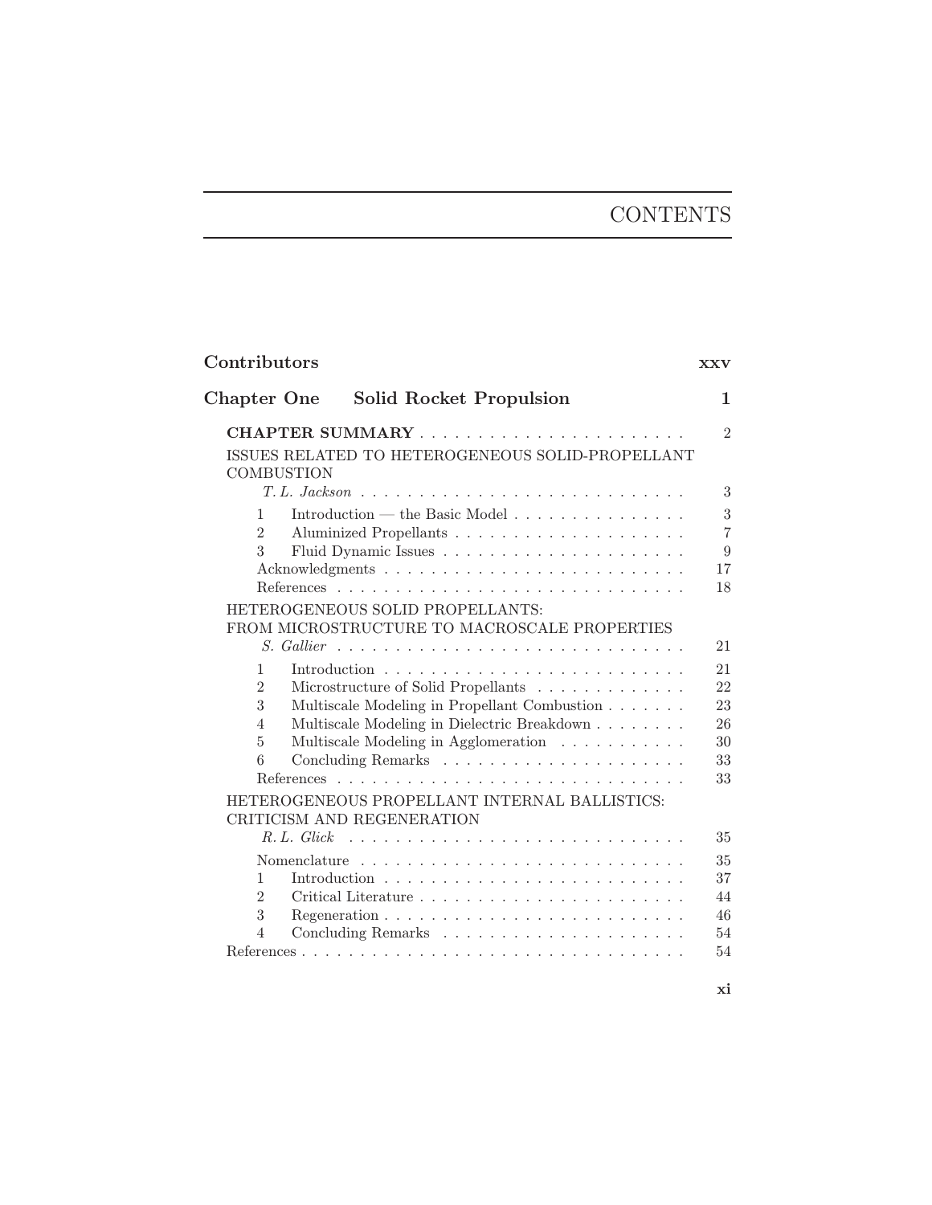# CONTENTS

**Contributors** **xxv**

## Chapter One Solid Rocket Propulsion **1**

**CHAPTER SUMMARY** . . . . . . . . . . . . . . . . . . . . . . . 2

ISSUES RELATED TO HETEROGENEOUS SOLID-PROPELLANT COMBUSTION

*T. L. Jackson* . . . . . . . . . . . . . . . . . . . . . . . . . . . . 3

1 Introduction — the Basic Model . . . . . . . . . . . . . . . . 3
2 Aluminized Propellants . . . . . . . . . . . . . . . . . . . . . 7
3 Fluid Dynamic Issues . . . . . . . . . . . . . . . . . . . . . . 9
Acknowledgments . . . . . . . . . . . . . . . . . . . . . . . . . . 17
References . . . . . . . . . . . . . . . . . . . . . . . . . . . . . . 18

HETEROGENEOUS SOLID PROPELLANTS: FROM MICROSTRUCTURE TO MACROSCALE PROPERTIES

*S. Gallier* . . . . . . . . . . . . . . . . . . . . . . . . . . . . . . 21

1 Introduction . . . . . . . . . . . . . . . . . . . . . . . . . . 21
2 Microstructure of Solid Propellants . . . . . . . . . . . . . 22
3 Multiscale Modeling in Propellant Combustion . . . . . . . 23
4 Multiscale Modeling in Dielectric Breakdown . . . . . . . . 26
5 Multiscale Modeling in Agglomeration . . . . . . . . . . . 30
6 Concluding Remarks . . . . . . . . . . . . . . . . . . . . . 33
References . . . . . . . . . . . . . . . . . . . . . . . . . . . . . . 33

HETEROGENEOUS PROPELLANT INTERNAL BALLISTICS: CRITICISM AND REGENERATION

*R. L. Glick* . . . . . . . . . . . . . . . . . . . . . . . . . . . . . 35

Nomenclature . . . . . . . . . . . . . . . . . . . . . . . . . . . . 35
1 Introduction . . . . . . . . . . . . . . . . . . . . . . . . . . 37
2 Critical Literature . . . . . . . . . . . . . . . . . . . . . . . 44
3 Regeneration . . . . . . . . . . . . . . . . . . . . . . . . . . 46
4 Concluding Remarks . . . . . . . . . . . . . . . . . . . . . 54
References . . . . . . . . . . . . . . . . . . . . . . . . . . . . . . . 54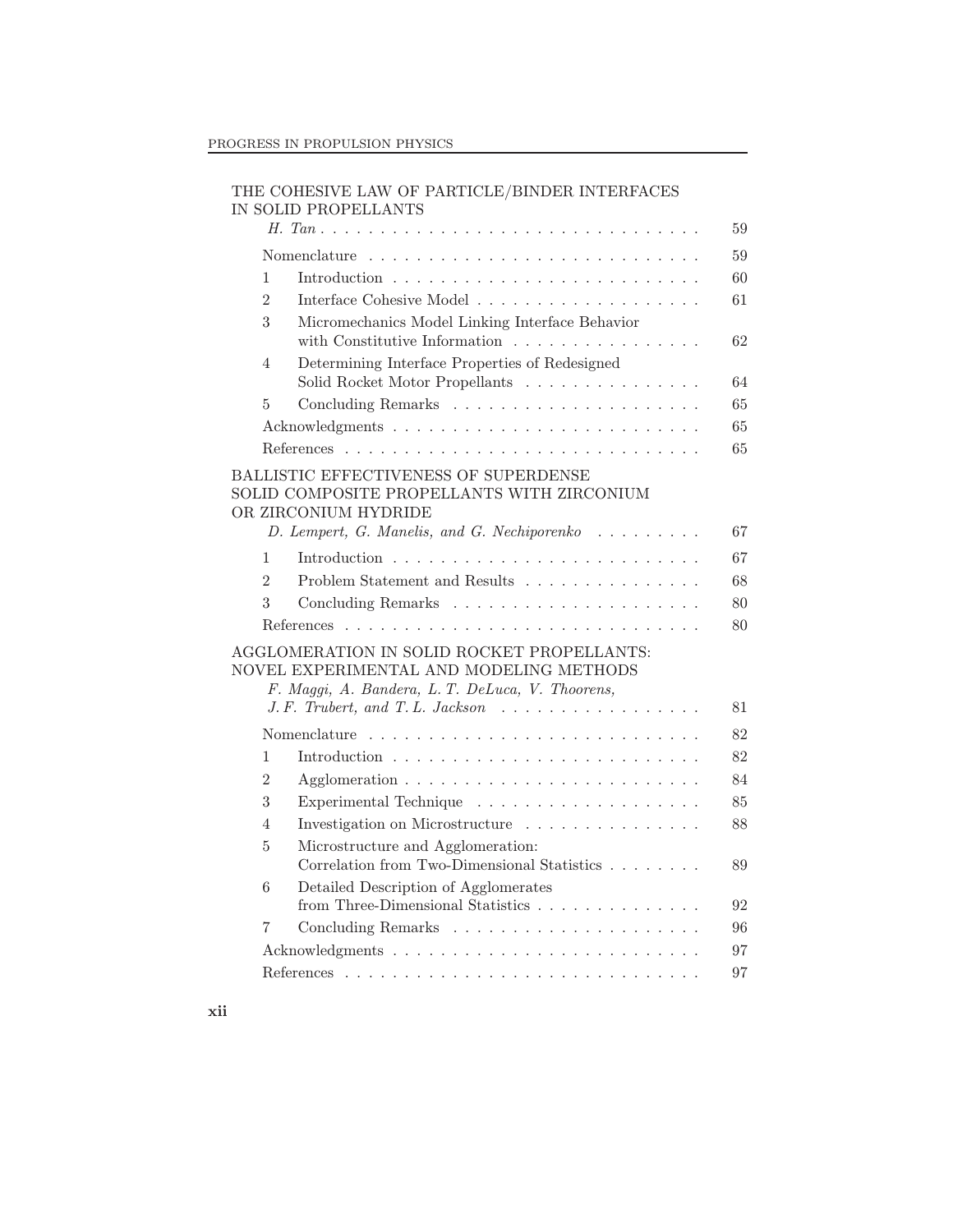THE COHESIVE LAW OF PARTICLE/BINDER INTERFACES IN SOLID PROPELLANTS

*H. Tan* . . . . . . . . . . . . . . . . . . . . . . . . . . . . . . . . 59

| | | |
|---|---|---|
| | Nomenclature | 59 |
| 1 | Introduction | 60 |
| 2 | Interface Cohesive Model | 61 |
| 3 | Micromechanics Model Linking Interface Behavior with Constitutive Information | 62 |
| 4 | Determining Interface Properties of Redesigned Solid Rocket Motor Propellants | 64 |
| 5 | Concluding Remarks | 65 |
| | Acknowledgments | 65 |
| | References | 65 |

BALLISTIC EFFECTIVENESS OF SUPERDENSE SOLID COMPOSITE PROPELLANTS WITH ZIRCONIUM OR ZIRCONIUM HYDRIDE

*D. Lempert, G. Manelis, and G. Nechiporenko* . . . . . . . . . 67

| | | |
|---|---|---|
| 1 | Introduction | 67 |
| 2 | Problem Statement and Results | 68 |
| 3 | Concluding Remarks | 80 |
| | References | 80 |

AGGLOMERATION IN SOLID ROCKET PROPELLANTS: NOVEL EXPERIMENTAL AND MODELING METHODS

*F. Maggi, A. Bandera, L. T. DeLuca, V. Thoorens, J. F. Trubert, and T. L. Jackson* . . . . . . . . . . . . . . . . . 81

| | | |
|---|---|---|
| | Nomenclature | 82 |
| 1 | Introduction | 82 |
| 2 | Agglomeration | 84 |
| 3 | Experimental Technique | 85 |
| 4 | Investigation on Microstructure | 88 |
| 5 | Microstructure and Agglomeration: Correlation from Two-Dimensional Statistics | 89 |
| 6 | Detailed Description of Agglomerates from Three-Dimensional Statistics | 92 |
| 7 | Concluding Remarks | 96 |
| | Acknowledgments | 97 |
| | References | 97 |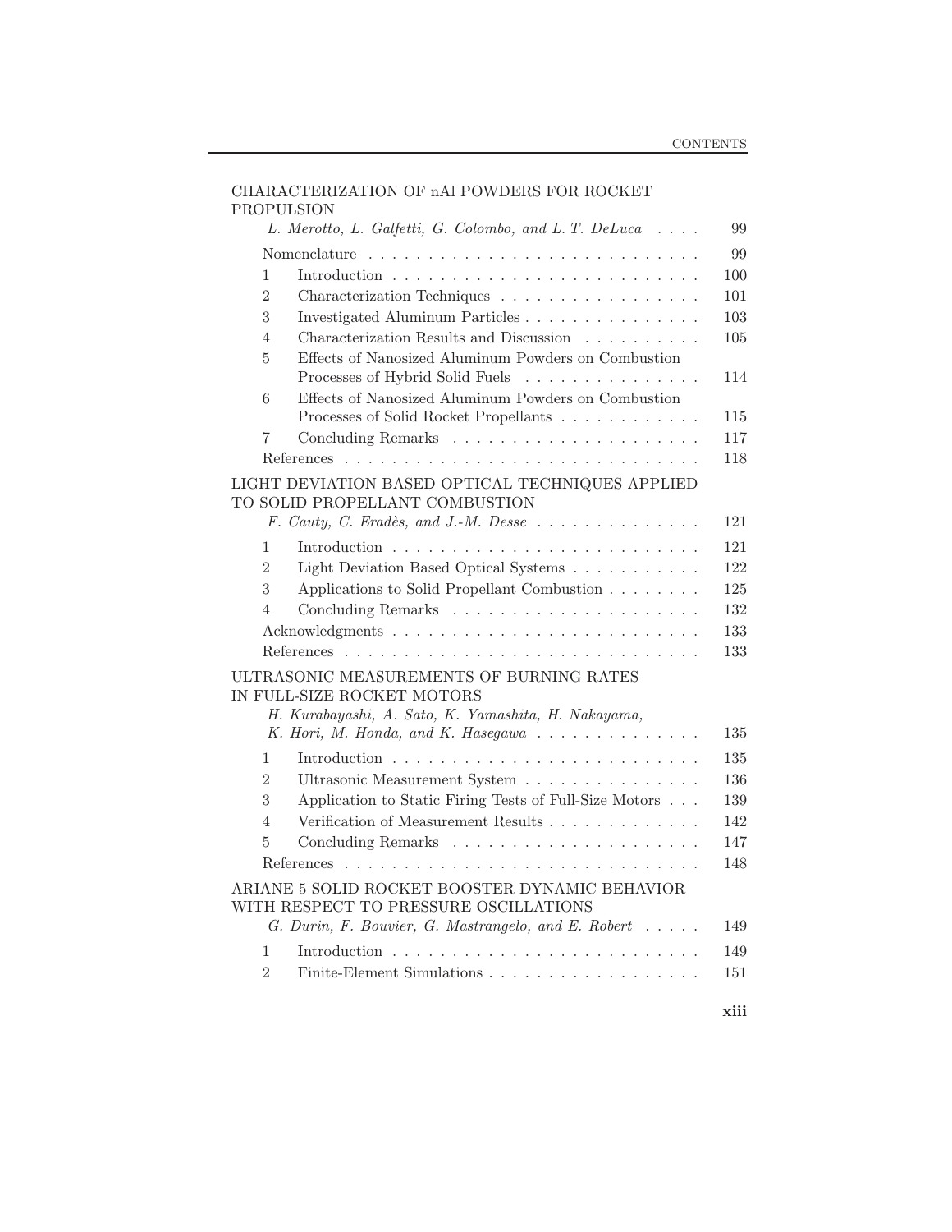CHARACTERIZATION OF nAl POWDERS FOR ROCKET PROPULSION
*L. Merotto, L. Galfetti, G. Colombo, and L. T. DeLuca* . . . . 99

| | | |
|---|---|---|
| | Nomenclature | 99 |
| 1 | Introduction | 100 |
| 2 | Characterization Techniques | 101 |
| 3 | Investigated Aluminum Particles | 103 |
| 4 | Characterization Results and Discussion | 105 |
| 5 | Effects of Nanosized Aluminum Powders on Combustion Processes of Hybrid Solid Fuels | 114 |
| 6 | Effects of Nanosized Aluminum Powders on Combustion Processes of Solid Rocket Propellants | 115 |
| 7 | Concluding Remarks | 117 |
| | References | 118 |

LIGHT DEVIATION BASED OPTICAL TECHNIQUES APPLIED TO SOLID PROPELLANT COMBUSTION
*F. Cauty, C. Eradès, and J.-M. Desse* . . . . 121

| | | |
|---|---|---|
| 1 | Introduction | 121 |
| 2 | Light Deviation Based Optical Systems | 122 |
| 3 | Applications to Solid Propellant Combustion | 125 |
| 4 | Concluding Remarks | 132 |
| | Acknowledgments | 133 |
| | References | 133 |

ULTRASONIC MEASUREMENTS OF BURNING RATES IN FULL-SIZE ROCKET MOTORS
*H. Kurabayashi, A. Sato, K. Yamashita, H. Nakayama, K. Hori, M. Honda, and K. Hasegawa* . . . . 135

| | | |
|---|---|---|
| 1 | Introduction | 135 |
| 2 | Ultrasonic Measurement System | 136 |
| 3 | Application to Static Firing Tests of Full-Size Motors | 139 |
| 4 | Verification of Measurement Results | 142 |
| 5 | Concluding Remarks | 147 |
| | References | 148 |

ARIANE 5 SOLID ROCKET BOOSTER DYNAMIC BEHAVIOR WITH RESPECT TO PRESSURE OSCILLATIONS
*G. Durin, F. Bouvier, G. Mastrangelo, and E. Robert* . . . . 149

| | | |
|---|---|---|
| 1 | Introduction | 149 |
| 2 | Finite-Element Simulations | 151 |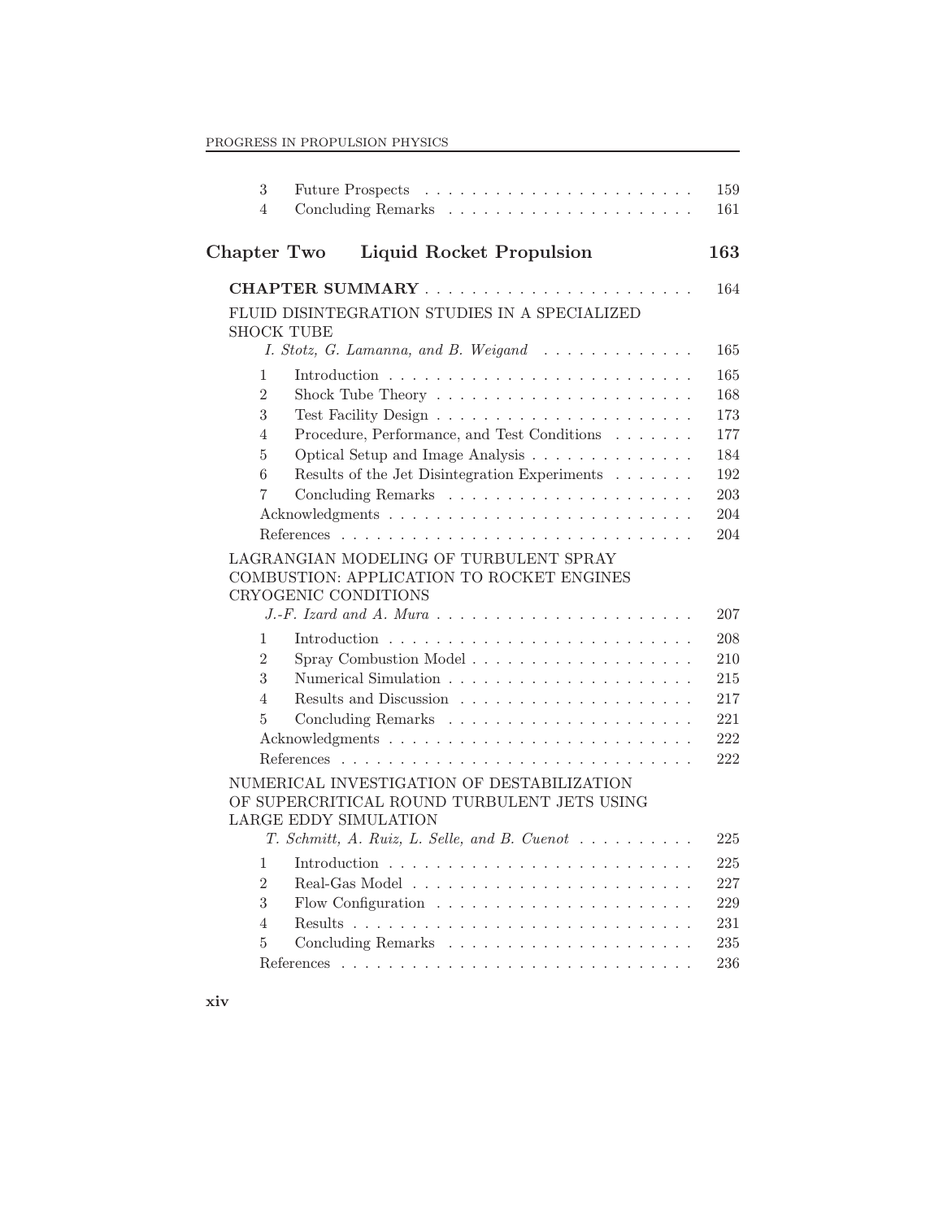| | | |
|---|---|---|
| 3 | Future Prospects | 159 |
| 4 | Concluding Remarks | 161 |

## Chapter Two Liquid Rocket Propulsion 163

**CHAPTER SUMMARY** 164

FLUID DISINTEGRATION STUDIES IN A SPECIALIZED SHOCK TUBE
*I. Stotz, G. Lamanna, and B. Weigand* 165

| | | |
|---|---|---|
| 1 | Introduction | 165 |
| 2 | Shock Tube Theory | 168 |
| 3 | Test Facility Design | 173 |
| 4 | Procedure, Performance, and Test Conditions | 177 |
| 5 | Optical Setup and Image Analysis | 184 |
| 6 | Results of the Jet Disintegration Experiments | 192 |
| 7 | Concluding Remarks | 203 |
| | Acknowledgments | 204 |
| | References | 204 |

LAGRANGIAN MODELING OF TURBULENT SPRAY COMBUSTION: APPLICATION TO ROCKET ENGINES CRYOGENIC CONDITIONS
*J.-F. Izard and A. Mura* 207

| | | |
|---|---|---|
| 1 | Introduction | 208 |
| 2 | Spray Combustion Model | 210 |
| 3 | Numerical Simulation | 215 |
| 4 | Results and Discussion | 217 |
| 5 | Concluding Remarks | 221 |
| | Acknowledgments | 222 |
| | References | 222 |

NUMERICAL INVESTIGATION OF DESTABILIZATION OF SUPERCRITICAL ROUND TURBULENT JETS USING LARGE EDDY SIMULATION
*T. Schmitt, A. Ruiz, L. Selle, and B. Cuenot* 225

| | | |
|---|---|---|
| 1 | Introduction | 225 |
| 2 | Real-Gas Model | 227 |
| 3 | Flow Configuration | 229 |
| 4 | Results | 231 |
| 5 | Concluding Remarks | 235 |
| | References | 236 |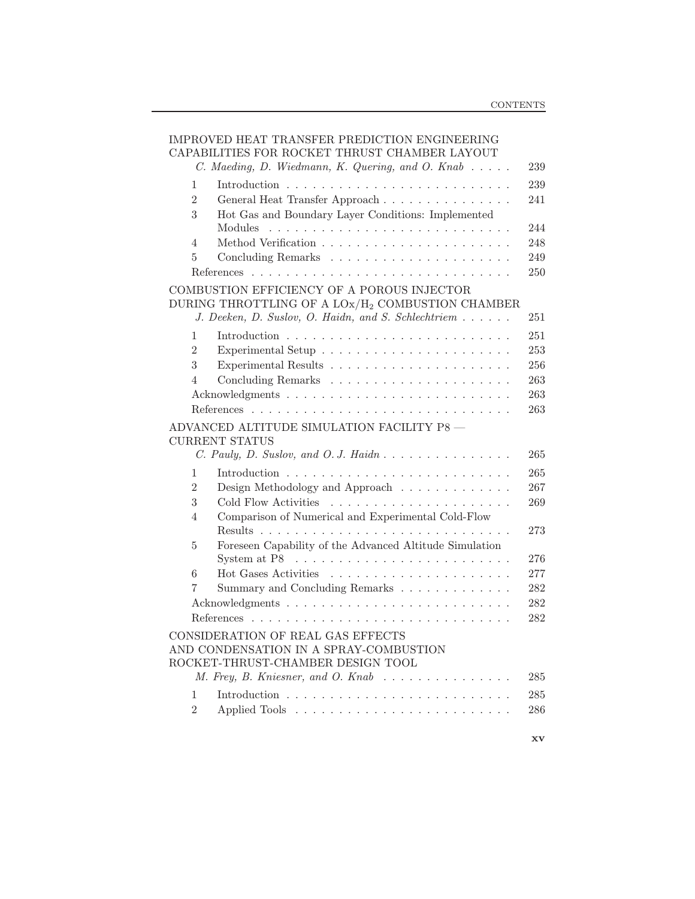IMPROVED HEAT TRANSFER PREDICTION ENGINEERING CAPABILITIES FOR ROCKET THRUST CHAMBER LAYOUT
*C. Maeding, D. Wiedmann, K. Quering, and O. Knab* . . . . . 239

1 Introduction . . . . . . . . . . . . . . . . . . . . . . . . . . 239
2 General Heat Transfer Approach . . . . . . . . . . . . . . . . 241
3 Hot Gas and Boundary Layer Conditions: Implemented Modules . . . . . . . . . . . . . . . . . . . . . . . . . . . . 244
4 Method Verification . . . . . . . . . . . . . . . . . . . . . . 248
5 Concluding Remarks . . . . . . . . . . . . . . . . . . . . . 249
References . . . . . . . . . . . . . . . . . . . . . . . . . . . . 250

COMBUSTION EFFICIENCY OF A POROUS INJECTOR DURING THROTTLING OF A LOx/$H_2$ COMBUSTION CHAMBER
*J. Deeken, D. Suslov, O. Haidn, and S. Schlechtriem* . . . . . . 251

1 Introduction . . . . . . . . . . . . . . . . . . . . . . . . . . 251
2 Experimental Setup . . . . . . . . . . . . . . . . . . . . . . 253
3 Experimental Results . . . . . . . . . . . . . . . . . . . . . 256
4 Concluding Remarks . . . . . . . . . . . . . . . . . . . . . 263
Acknowledgments . . . . . . . . . . . . . . . . . . . . . . . . . 263
References . . . . . . . . . . . . . . . . . . . . . . . . . . . . 263

ADVANCED ALTITUDE SIMULATION FACILITY P8 — CURRENT STATUS
*C. Pauly, D. Suslov, and O. J. Haidn* . . . . . . . . . . . . . . . 265

1 Introduction . . . . . . . . . . . . . . . . . . . . . . . . . . 265
2 Design Methodology and Approach . . . . . . . . . . . . . 267
3 Cold Flow Activities . . . . . . . . . . . . . . . . . . . . . 269
4 Comparison of Numerical and Experimental Cold-Flow Results . . . . . . . . . . . . . . . . . . . . . . . . . . . . . 273
5 Foreseen Capability of the Advanced Altitude Simulation System at P8 . . . . . . . . . . . . . . . . . . . . . . . . . 276
6 Hot Gases Activities . . . . . . . . . . . . . . . . . . . . . 277
7 Summary and Concluding Remarks . . . . . . . . . . . . . 282
Acknowledgments . . . . . . . . . . . . . . . . . . . . . . . . . 282
References . . . . . . . . . . . . . . . . . . . . . . . . . . . . 282

CONSIDERATION OF REAL GAS EFFECTS AND CONDENSATION IN A SPRAY-COMBUSTION ROCKET-THRUST-CHAMBER DESIGN TOOL
*M. Frey, B. Kniesner, and O. Knab* . . . . . . . . . . . . . . . 285

1 Introduction . . . . . . . . . . . . . . . . . . . . . . . . . . 285
2 Applied Tools . . . . . . . . . . . . . . . . . . . . . . . . . 286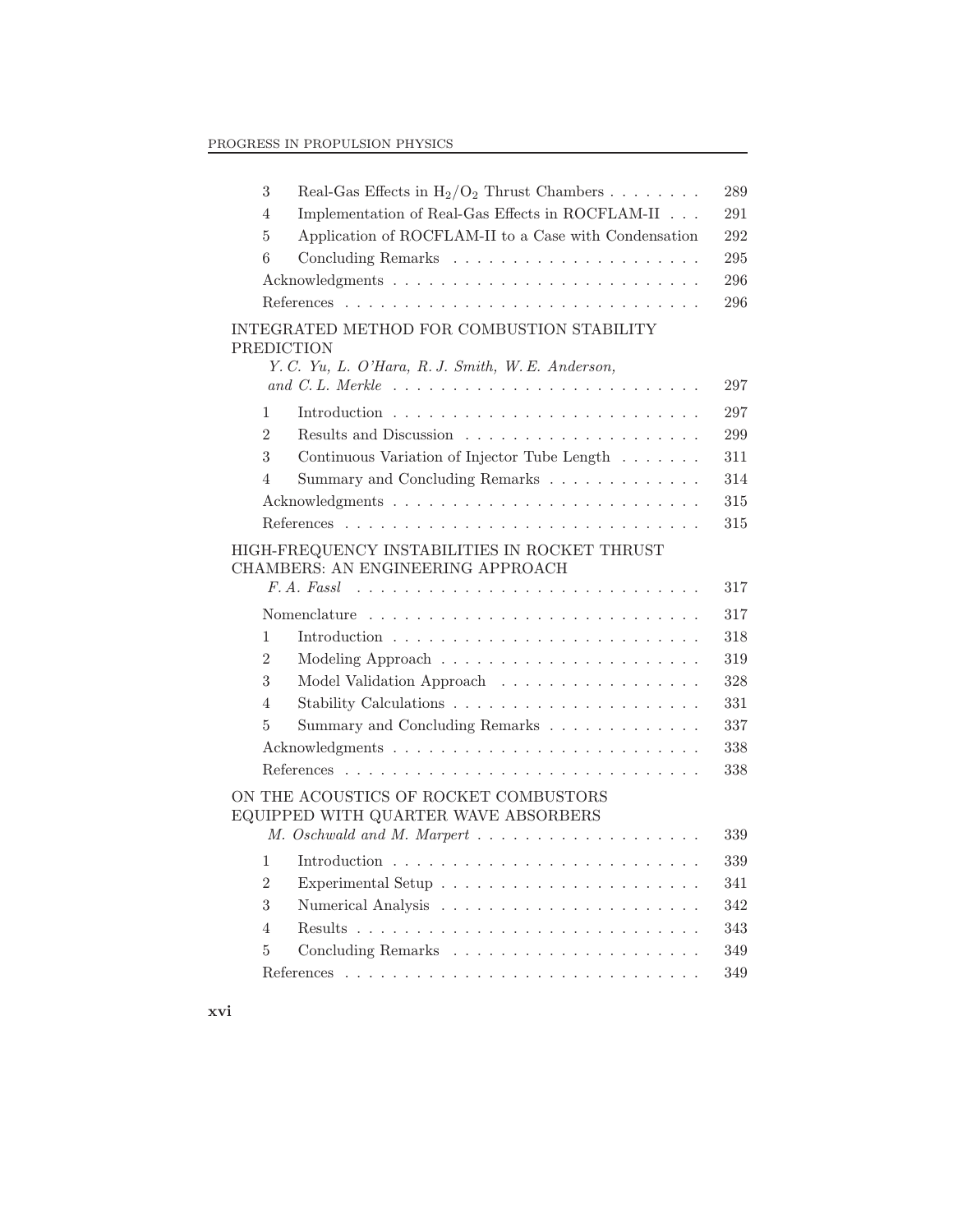| | | |
|---|---|---|
| 3 | Real-Gas Effects in $H_2/O_2$ Thrust Chambers | 289 |
| 4 | Implementation of Real-Gas Effects in ROCFLAM-II | 291 |
| 5 | Application of ROCFLAM-II to a Case with Condensation | 292 |
| 6 | Concluding Remarks | 295 |
| | Acknowledgments | 296 |
| | References | 296 |

INTEGRATED METHOD FOR COMBUSTION STABILITY PREDICTION
*Y. C. Yu, L. O'Hara, R. J. Smith, W. E. Anderson, and C. L. Merkle* . . . 297

| | | |
|---|---|---|
| 1 | Introduction | 297 |
| 2 | Results and Discussion | 299 |
| 3 | Continuous Variation of Injector Tube Length | 311 |
| 4 | Summary and Concluding Remarks | 314 |
| | Acknowledgments | 315 |
| | References | 315 |

HIGH-FREQUENCY INSTABILITIES IN ROCKET THRUST CHAMBERS: AN ENGINEERING APPROACH
*F. A. Fassl* . . . 317

| | | |
|---|---|---|
| | Nomenclature | 317 |
| 1 | Introduction | 318 |
| 2 | Modeling Approach | 319 |
| 3 | Model Validation Approach | 328 |
| 4 | Stability Calculations | 331 |
| 5 | Summary and Concluding Remarks | 337 |
| | Acknowledgments | 338 |
| | References | 338 |

ON THE ACOUSTICS OF ROCKET COMBUSTORS EQUIPPED WITH QUARTER WAVE ABSORBERS
*M. Oschwald and M. Marpert* . . . 339

| | | |
|---|---|---|
| 1 | Introduction | 339 |
| 2 | Experimental Setup | 341 |
| 3 | Numerical Analysis | 342 |
| 4 | Results | 343 |
| 5 | Concluding Remarks | 349 |
| | References | 349 |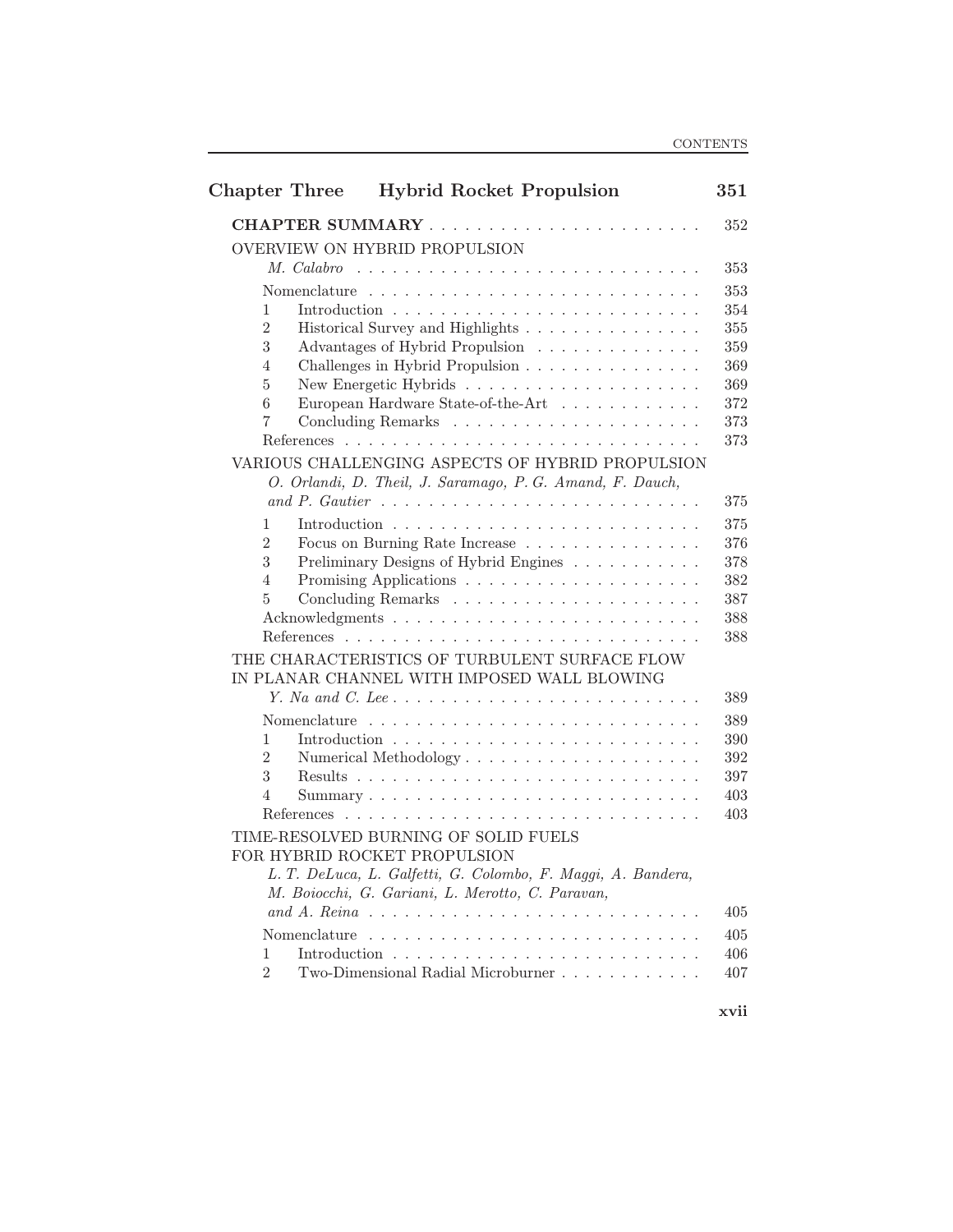## Chapter Three Hybrid Rocket Propulsion 351

**CHAPTER SUMMARY** . . . . . . . . . . . . . . . . . . . . . . . 352

OVERVIEW ON HYBRID PROPULSION
*M. Calabro* . . . . . . . . . . . . . . . . . . . . . . . . . . . . 353

Nomenclature . . . . . . . . . . . . . . . . . . . . . . . . . . 353
1 Introduction . . . . . . . . . . . . . . . . . . . . . . . . . . 354
2 Historical Survey and Highlights . . . . . . . . . . . . . . . 355
3 Advantages of Hybrid Propulsion . . . . . . . . . . . . . . 359
4 Challenges in Hybrid Propulsion . . . . . . . . . . . . . . . 369
5 New Energetic Hybrids . . . . . . . . . . . . . . . . . . . . 369
6 European Hardware State-of-the-Art . . . . . . . . . . . . 372
7 Concluding Remarks . . . . . . . . . . . . . . . . . . . . . 373
References . . . . . . . . . . . . . . . . . . . . . . . . . . . . 373

VARIOUS CHALLENGING ASPECTS OF HYBRID PROPULSION
*O. Orlandi, D. Theil, J. Saramago, P. G. Amand, F. Dauch, and P. Gautier* . . . . . . . . . . . . . . . . . . . . . . . . . . 375

1 Introduction . . . . . . . . . . . . . . . . . . . . . . . . . . 375
2 Focus on Burning Rate Increase . . . . . . . . . . . . . . . 376
3 Preliminary Designs of Hybrid Engines . . . . . . . . . . . 378
4 Promising Applications . . . . . . . . . . . . . . . . . . . . 382
5 Concluding Remarks . . . . . . . . . . . . . . . . . . . . . 387
Acknowledgments . . . . . . . . . . . . . . . . . . . . . . . . . 388
References . . . . . . . . . . . . . . . . . . . . . . . . . . . . 388

THE CHARACTERISTICS OF TURBULENT SURFACE FLOW IN PLANAR CHANNEL WITH IMPOSED WALL BLOWING
*Y. Na and C. Lee* . . . . . . . . . . . . . . . . . . . . . . . . 389

Nomenclature . . . . . . . . . . . . . . . . . . . . . . . . . . 389
1 Introduction . . . . . . . . . . . . . . . . . . . . . . . . . . 390
2 Numerical Methodology . . . . . . . . . . . . . . . . . . . 392
3 Results . . . . . . . . . . . . . . . . . . . . . . . . . . . . . 397
4 Summary . . . . . . . . . . . . . . . . . . . . . . . . . . . . 403
References . . . . . . . . . . . . . . . . . . . . . . . . . . . . 403

TIME-RESOLVED BURNING OF SOLID FUELS FOR HYBRID ROCKET PROPULSION
*L. T. DeLuca, L. Galfetti, G. Colombo, F. Maggi, A. Bandera, M. Boiocchi, G. Gariani, L. Merotto, C. Paravan, and A. Reina* . . . . . . . . . . . . . . . . . . . . . . . . . . 405

Nomenclature . . . . . . . . . . . . . . . . . . . . . . . . . . 405
1 Introduction . . . . . . . . . . . . . . . . . . . . . . . . . . 406
2 Two-Dimensional Radial Microburner . . . . . . . . . . . . 407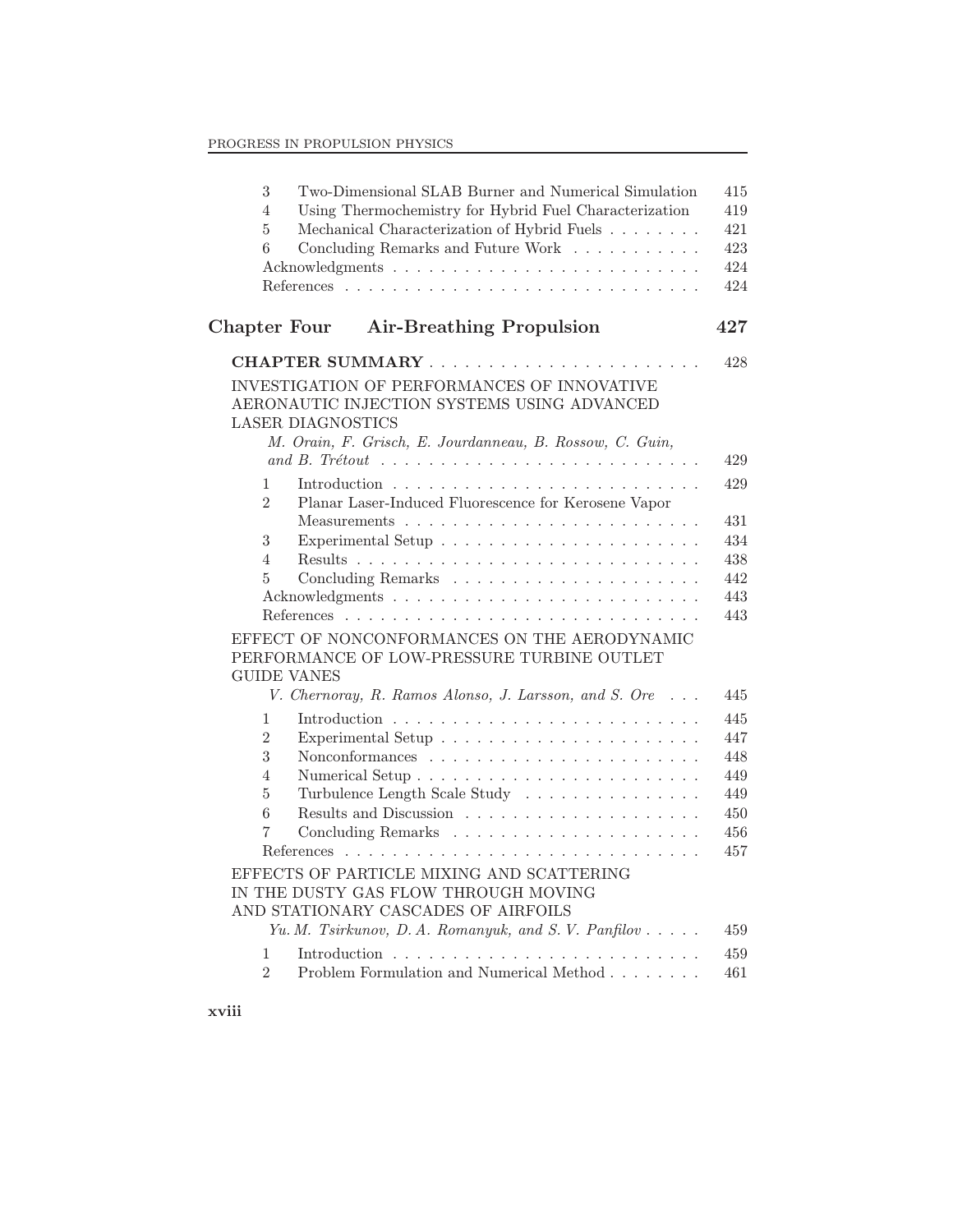| | | |
|---|---|---|
| 3 | Two-Dimensional SLAB Burner and Numerical Simulation | 415 |
| 4 | Using Thermochemistry for Hybrid Fuel Characterization | 419 |
| 5 | Mechanical Characterization of Hybrid Fuels | 421 |
| 6 | Concluding Remarks and Future Work | 423 |
| | Acknowledgments | 424 |
| | References | 424 |

## Chapter Four Air-Breathing Propulsion 427

**CHAPTER SUMMARY** . . . 428

INVESTIGATION OF PERFORMANCES OF INNOVATIVE AERONAUTIC INJECTION SYSTEMS USING ADVANCED LASER DIAGNOSTICS
*M. Orain, F. Grisch, E. Jourdanneau, B. Rossow, C. Guin, and B. Trétout* . . . 429

| | | |
|---|---|---|
| 1 | Introduction | 429 |
| 2 | Planar Laser-Induced Fluorescence for Kerosene Vapor Measurements | 431 |
| 3 | Experimental Setup | 434 |
| 4 | Results | 438 |
| 5 | Concluding Remarks | 442 |
| | Acknowledgments | 443 |
| | References | 443 |

EFFECT OF NONCONFORMANCES ON THE AERODYNAMIC PERFORMANCE OF LOW-PRESSURE TURBINE OUTLET GUIDE VANES
*V. Chernoray, R. Ramos Alonso, J. Larsson, and S. Ore* . . . 445

| | | |
|---|---|---|
| 1 | Introduction | 445 |
| 2 | Experimental Setup | 447 |
| 3 | Nonconformances | 448 |
| 4 | Numerical Setup | 449 |
| 5 | Turbulence Length Scale Study | 449 |
| 6 | Results and Discussion | 450 |
| 7 | Concluding Remarks | 456 |
| | References | 457 |

EFFECTS OF PARTICLE MIXING AND SCATTERING IN THE DUSTY GAS FLOW THROUGH MOVING AND STATIONARY CASCADES OF AIRFOILS
*Yu. M. Tsirkunov, D. A. Romanyuk, and S. V. Panfilov* . . . 459

| | | |
|---|---|---|
| 1 | Introduction | 459 |
| 2 | Problem Formulation and Numerical Method | 461 |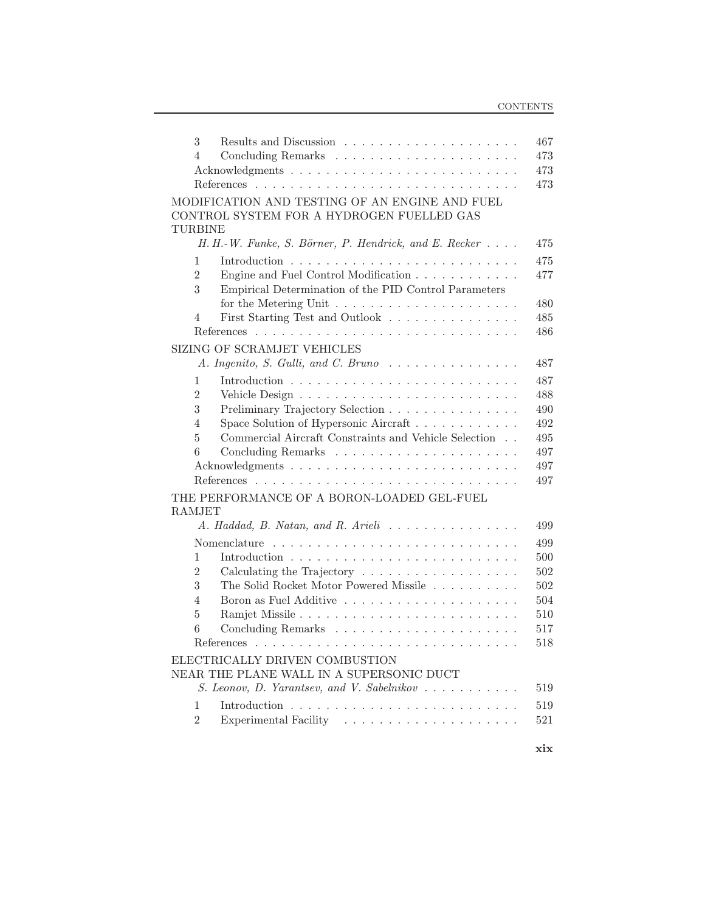| | | |
|---|---|---|
| 3 | Results and Discussion | 467 |
| 4 | Concluding Remarks | 473 |
| | Acknowledgments | 473 |
| | References | 473 |

MODIFICATION AND TESTING OF AN ENGINE AND FUEL CONTROL SYSTEM FOR A HYDROGEN FUELLED GAS TURBINE

*H. H.-W. Funke, S. Börner, P. Hendrick, and E. Recker* . . . . 475

| | | |
|---|---|---|
| 1 | Introduction | 475 |
| 2 | Engine and Fuel Control Modification | 477 |
| 3 | Empirical Determination of the PID Control Parameters for the Metering Unit | 480 |
| 4 | First Starting Test and Outlook | 485 |
| | References | 486 |

SIZING OF SCRAMJET VEHICLES

*A. Ingenito, S. Gulli, and C. Bruno* . . . . 487

| | | |
|---|---|---|
| 1 | Introduction | 487 |
| 2 | Vehicle Design | 488 |
| 3 | Preliminary Trajectory Selection | 490 |
| 4 | Space Solution of Hypersonic Aircraft | 492 |
| 5 | Commercial Aircraft Constraints and Vehicle Selection | 495 |
| 6 | Concluding Remarks | 497 |
| | Acknowledgments | 497 |
| | References | 497 |

THE PERFORMANCE OF A BORON-LOADED GEL-FUEL RAMJET

*A. Haddad, B. Natan, and R. Arieli* . . . . 499

| | | |
|---|---|---|
| | Nomenclature | 499 |
| 1 | Introduction | 500 |
| 2 | Calculating the Trajectory | 502 |
| 3 | The Solid Rocket Motor Powered Missile | 502 |
| 4 | Boron as Fuel Additive | 504 |
| 5 | Ramjet Missile | 510 |
| 6 | Concluding Remarks | 517 |
| | References | 518 |

ELECTRICALLY DRIVEN COMBUSTION NEAR THE PLANE WALL IN A SUPERSONIC DUCT

*S. Leonov, D. Yarantsev, and V. Sabelnikov* . . . . 519

| | | |
|---|---|---|
| 1 | Introduction | 519 |
| 2 | Experimental Facility | 521 |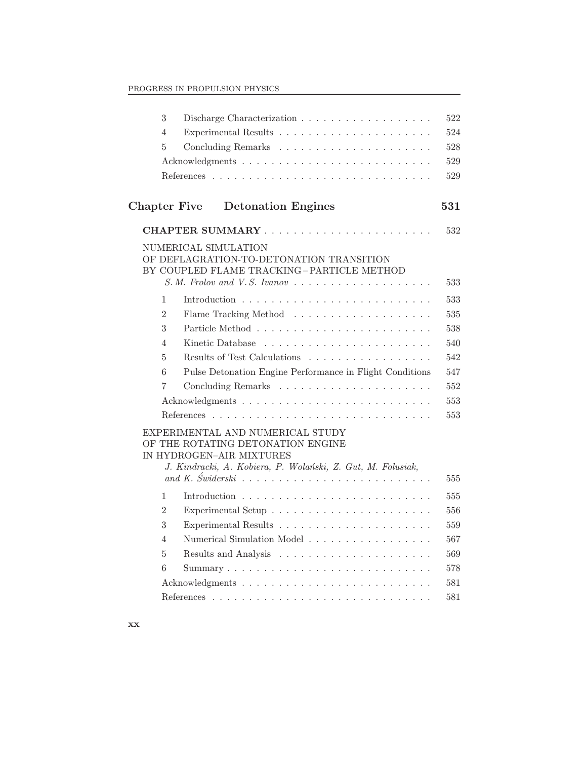| | | |
|---|---|---|
| 3 | Discharge Characterization | 522 |
| 4 | Experimental Results | 524 |
| 5 | Concluding Remarks | 528 |
| | Acknowledgments | 529 |
| | References | 529 |

## Chapter Five Detonation Engines 531

**CHAPTER SUMMARY** 532

NUMERICAL SIMULATION OF DEFLAGRATION-TO-DETONATION TRANSITION BY COUPLED FLAME TRACKING – PARTICLE METHOD
*S. M. Frolov and V. S. Ivanov* 533

| | | |
|---|---|---|
| 1 | Introduction | 533 |
| 2 | Flame Tracking Method | 535 |
| 3 | Particle Method | 538 |
| 4 | Kinetic Database | 540 |
| 5 | Results of Test Calculations | 542 |
| 6 | Pulse Detonation Engine Performance in Flight Conditions | 547 |
| 7 | Concluding Remarks | 552 |
| | Acknowledgments | 553 |
| | References | 553 |

EXPERIMENTAL AND NUMERICAL STUDY OF THE ROTATING DETONATION ENGINE IN HYDROGEN–AIR MIXTURES
*J. Kindracki, A. Kobiera, P. Wolański, Z. Gut, M. Folusiak, and K. Świderski* 555

| | | |
|---|---|---|
| 1 | Introduction | 555 |
| 2 | Experimental Setup | 556 |
| 3 | Experimental Results | 559 |
| 4 | Numerical Simulation Model | 567 |
| 5 | Results and Analysis | 569 |
| 6 | Summary | 578 |
| | Acknowledgments | 581 |
| | References | 581 |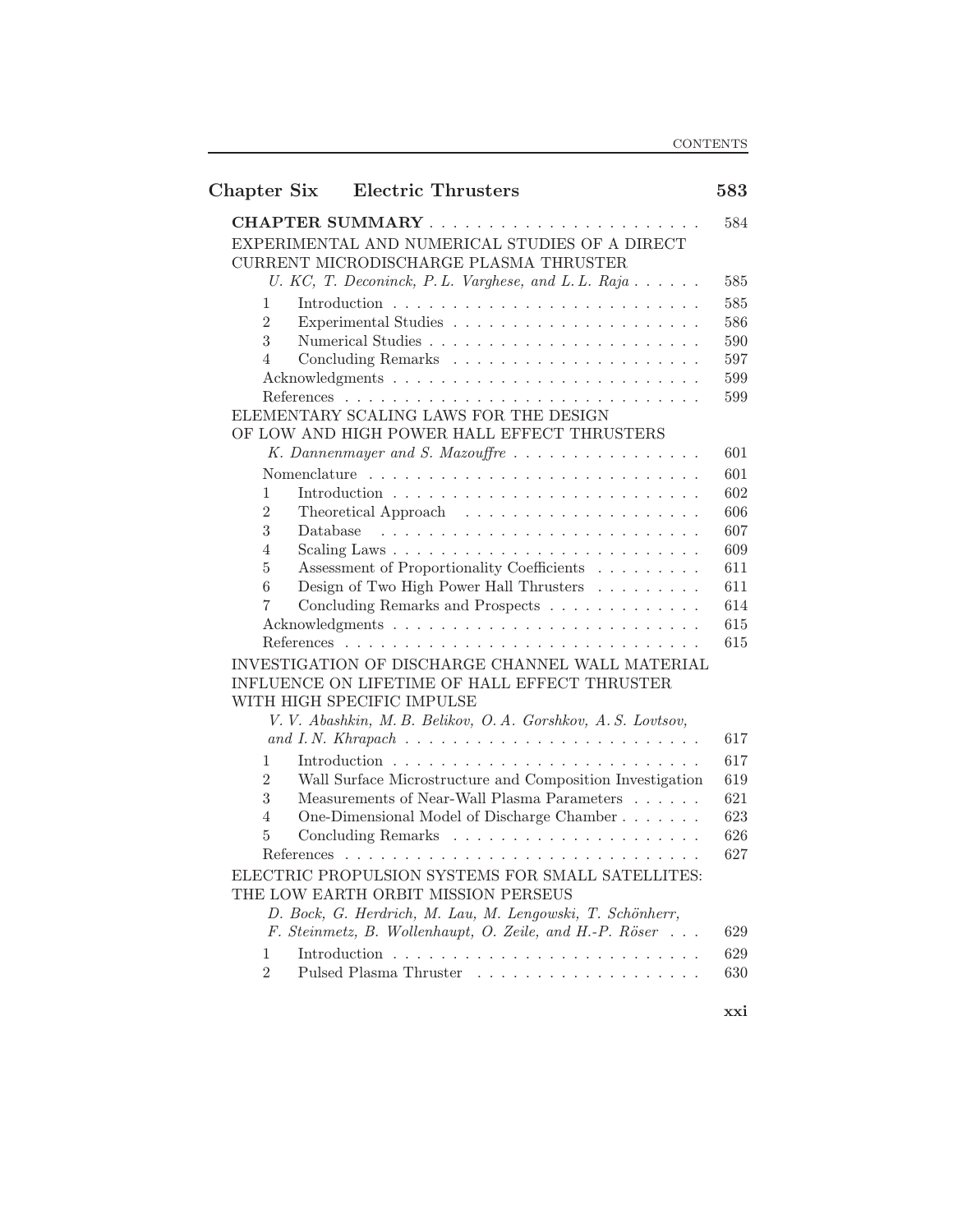## Chapter Six Electric Thrusters 583

**CHAPTER SUMMARY** . . . . . . . . . . . . . . . . . . . . . . . 584

EXPERIMENTAL AND NUMERICAL STUDIES OF A DIRECT CURRENT MICRODISCHARGE PLASMA THRUSTER

*U. KC, T. Deconinck, P. L. Varghese, and L. L. Raja* . . . . . . 585

1 Introduction . . . . . . . . . . . . . . . . . . . . . . . . . . 585
2 Experimental Studies . . . . . . . . . . . . . . . . . . . . . 586
3 Numerical Studies . . . . . . . . . . . . . . . . . . . . . . . 590
4 Concluding Remarks . . . . . . . . . . . . . . . . . . . . . 597

Acknowledgments . . . . . . . . . . . . . . . . . . . . . . . . . 599
References . . . . . . . . . . . . . . . . . . . . . . . . . . . . . 599

ELEMENTARY SCALING LAWS FOR THE DESIGN OF LOW AND HIGH POWER HALL EFFECT THRUSTERS

*K. Dannenmayer and S. Mazouffre* . . . . . . . . . . . . . . . . 601

Nomenclature . . . . . . . . . . . . . . . . . . . . . . . . . . . 601
1 Introduction . . . . . . . . . . . . . . . . . . . . . . . . . . 602
2 Theoretical Approach . . . . . . . . . . . . . . . . . . . . . 606
3 Database . . . . . . . . . . . . . . . . . . . . . . . . . . . . 607
4 Scaling Laws . . . . . . . . . . . . . . . . . . . . . . . . . . 609
5 Assessment of Proportionality Coefficients . . . . . . . . . 611
6 Design of Two High Power Hall Thrusters . . . . . . . . . 611
7 Concluding Remarks and Prospects . . . . . . . . . . . . . 614

Acknowledgments . . . . . . . . . . . . . . . . . . . . . . . . . 615
References . . . . . . . . . . . . . . . . . . . . . . . . . . . . . 615

INVESTIGATION OF DISCHARGE CHANNEL WALL MATERIAL INFLUENCE ON LIFETIME OF HALL EFFECT THRUSTER WITH HIGH SPECIFIC IMPULSE

*V. V. Abashkin, M. B. Belikov, O. A. Gorshkov, A. S. Lovtsov, and I. N. Khrapach* . . . . . . . . . . . . . . . . . . . . . . . . 617

1 Introduction . . . . . . . . . . . . . . . . . . . . . . . . . . 617
2 Wall Surface Microstructure and Composition Investigation 619
3 Measurements of Near-Wall Plasma Parameters . . . . . . 621
4 One-Dimensional Model of Discharge Chamber . . . . . . . 623
5 Concluding Remarks . . . . . . . . . . . . . . . . . . . . . 626

References . . . . . . . . . . . . . . . . . . . . . . . . . . . . . 627

ELECTRIC PROPULSION SYSTEMS FOR SMALL SATELLITES: THE LOW EARTH ORBIT MISSION PERSEUS

*D. Bock, G. Herdrich, M. Lau, M. Lengowski, T. Schönherr, F. Steinmetz, B. Wollenhaupt, O. Zeile, and H.-P. Röser* . . . 629

1 Introduction . . . . . . . . . . . . . . . . . . . . . . . . . . 629
2 Pulsed Plasma Thruster . . . . . . . . . . . . . . . . . . . 630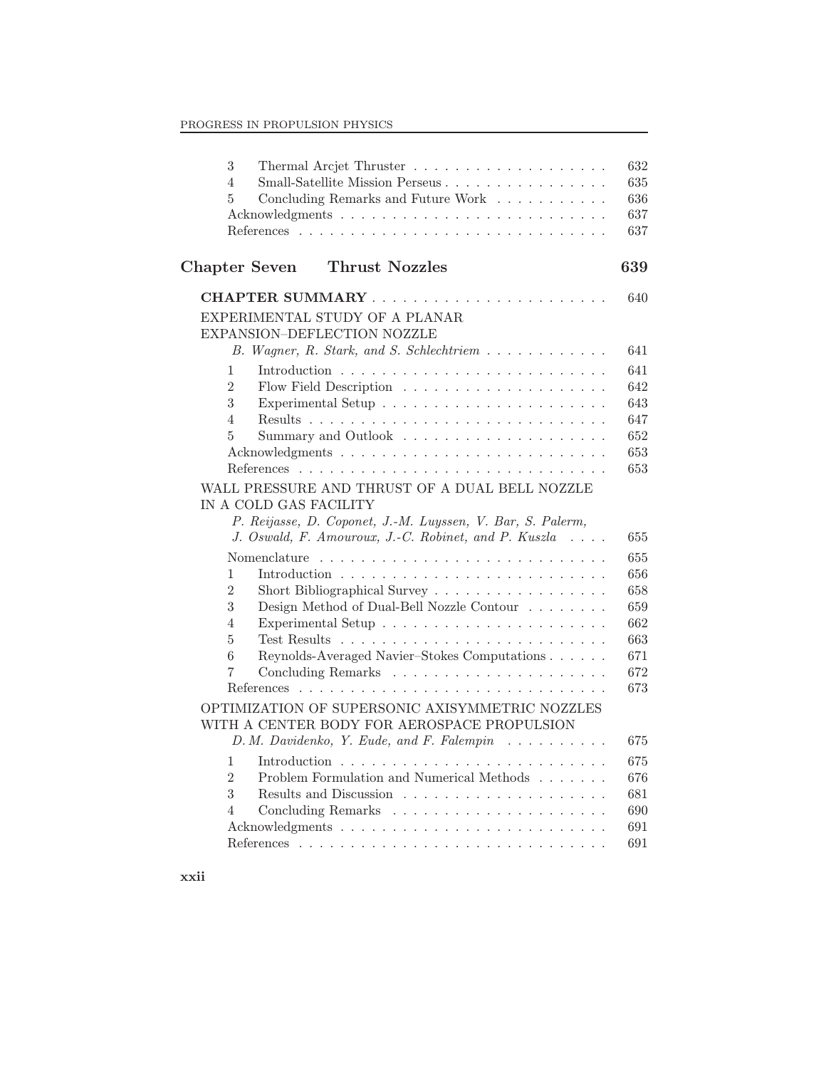| | | |
|---|---|---|
| 3 | Thermal Arcjet Thruster | 632 |
| 4 | Small-Satellite Mission Perseus | 635 |
| 5 | Concluding Remarks and Future Work | 636 |
| | Acknowledgments | 637 |
| | References | 637 |

## Chapter Seven Thrust Nozzles 639

**CHAPTER SUMMARY** . . . . . . . . . . 640

EXPERIMENTAL STUDY OF A PLANAR EXPANSION–DEFLECTION NOZZLE
*B. Wagner, R. Stark, and S. Schlechtriem* . . . . . . . . 641

| | | |
|---|---|---|
| 1 | Introduction | 641 |
| 2 | Flow Field Description | 642 |
| 3 | Experimental Setup | 643 |
| 4 | Results | 647 |
| 5 | Summary and Outlook | 652 |
| | Acknowledgments | 653 |
| | References | 653 |

WALL PRESSURE AND THRUST OF A DUAL BELL NOZZLE IN A COLD GAS FACILITY
*P. Reijasse, D. Coponet, J.-M. Luyssen, V. Bar, S. Palerm, J. Oswald, F. Amouroux, J.-C. Robinet, and P. Kuszla* . . . . 655

| | | |
|---|---|---|
| | Nomenclature | 655 |
| 1 | Introduction | 656 |
| 2 | Short Bibliographical Survey | 658 |
| 3 | Design Method of Dual-Bell Nozzle Contour | 659 |
| 4 | Experimental Setup | 662 |
| 5 | Test Results | 663 |
| 6 | Reynolds-Averaged Navier–Stokes Computations | 671 |
| 7 | Concluding Remarks | 672 |
| | References | 673 |

OPTIMIZATION OF SUPERSONIC AXISYMMETRIC NOZZLES WITH A CENTER BODY FOR AEROSPACE PROPULSION
*D. M. Davidenko, Y. Eude, and F. Falempin* . . . . . . . . 675

| | | |
|---|---|---|
| 1 | Introduction | 675 |
| 2 | Problem Formulation and Numerical Methods | 676 |
| 3 | Results and Discussion | 681 |
| 4 | Concluding Remarks | 690 |
| | Acknowledgments | 691 |
| | References | 691 |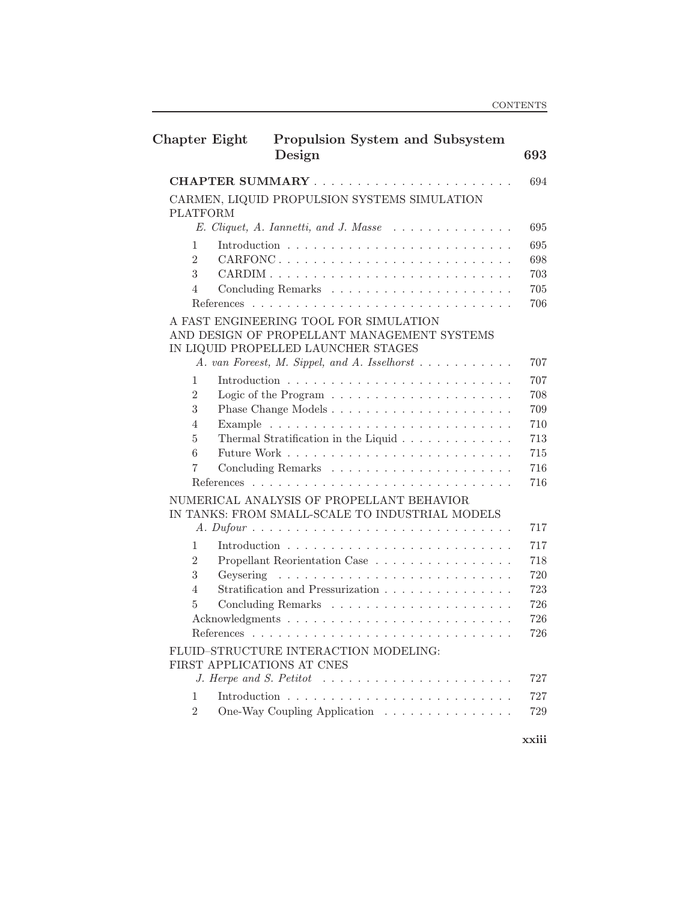## Chapter Eight Propulsion System and Subsystem Design 693

**CHAPTER SUMMARY** . . . . . . . . . . . . . . . . . . . . . . . 694

CARMEN, LIQUID PROPULSION SYSTEMS SIMULATION PLATFORM
*E. Cliquet, A. Iannetti, and J. Masse* . . . . . . . . . . . . . . 695

1 Introduction . . . . . . . . . . . . . . . . . . . . . . . . . 695
2 CARFONC . . . . . . . . . . . . . . . . . . . . . . . . . 698
3 CARDIM . . . . . . . . . . . . . . . . . . . . . . . . . . 703
4 Concluding Remarks . . . . . . . . . . . . . . . . . . . . 705
References . . . . . . . . . . . . . . . . . . . . . . . . . . . . 706

A FAST ENGINEERING TOOL FOR SIMULATION AND DESIGN OF PROPELLANT MANAGEMENT SYSTEMS IN LIQUID PROPELLED LAUNCHER STAGES
*A. van Foreest, M. Sippel, and A. Isselhorst* . . . . . . . . . . . 707

1 Introduction . . . . . . . . . . . . . . . . . . . . . . . . . 707
2 Logic of the Program . . . . . . . . . . . . . . . . . . . . 708
3 Phase Change Models . . . . . . . . . . . . . . . . . . . . 709
4 Example . . . . . . . . . . . . . . . . . . . . . . . . . . . 710
5 Thermal Stratification in the Liquid . . . . . . . . . . . . 713
6 Future Work . . . . . . . . . . . . . . . . . . . . . . . . . 715
7 Concluding Remarks . . . . . . . . . . . . . . . . . . . . 716
References . . . . . . . . . . . . . . . . . . . . . . . . . . . . 716

NUMERICAL ANALYSIS OF PROPELLANT BEHAVIOR IN TANKS: FROM SMALL-SCALE TO INDUSTRIAL MODELS
*A. Dufour* . . . . . . . . . . . . . . . . . . . . . . . . . . . . 717

1 Introduction . . . . . . . . . . . . . . . . . . . . . . . . . 717
2 Propellant Reorientation Case . . . . . . . . . . . . . . . 718
3 Geysering . . . . . . . . . . . . . . . . . . . . . . . . . . 720
4 Stratification and Pressurization . . . . . . . . . . . . . . 723
5 Concluding Remarks . . . . . . . . . . . . . . . . . . . . 726
Acknowledgments . . . . . . . . . . . . . . . . . . . . . . . . 726
References . . . . . . . . . . . . . . . . . . . . . . . . . . . . 726

FLUID–STRUCTURE INTERACTION MODELING: FIRST APPLICATIONS AT CNES
*J. Herpe and S. Petitot* . . . . . . . . . . . . . . . . . . . . . 727

1 Introduction . . . . . . . . . . . . . . . . . . . . . . . . . 727
2 One-Way Coupling Application . . . . . . . . . . . . . . . 729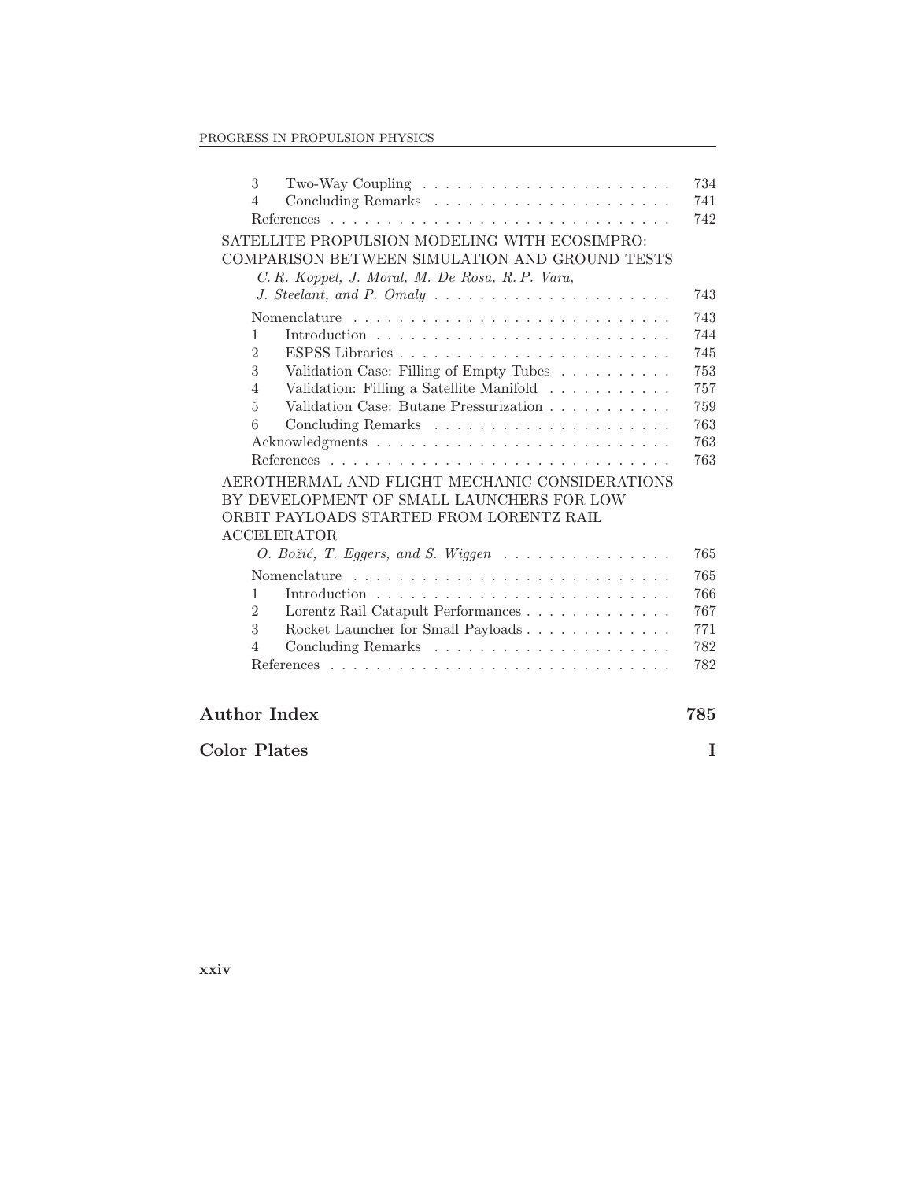| | | |
|---|---|---|
| 3 | Two-Way Coupling | 734 |
| 4 | Concluding Remarks | 741 |
| | References | 742 |

SATELLITE PROPULSION MODELING WITH ECOSIMPRO: COMPARISON BETWEEN SIMULATION AND GROUND TESTS

*C. R. Koppel, J. Moral, M. De Rosa, R. P. Vara, J. Steelant, and P. Omaly* . . . 743

| | | |
|---|---|---|
| | Nomenclature | 743 |
| 1 | Introduction | 744 |
| 2 | ESPSS Libraries | 745 |
| 3 | Validation Case: Filling of Empty Tubes | 753 |
| 4 | Validation: Filling a Satellite Manifold | 757 |
| 5 | Validation Case: Butane Pressurization | 759 |
| 6 | Concluding Remarks | 763 |
| | Acknowledgments | 763 |
| | References | 763 |

AEROTHERMAL AND FLIGHT MECHANIC CONSIDERATIONS BY DEVELOPMENT OF SMALL LAUNCHERS FOR LOW ORBIT PAYLOADS STARTED FROM LORENTZ RAIL ACCELERATOR

*O. Božić, T. Eggers, and S. Wiggen* . . . 765

| | | |
|---|---|---|
| | Nomenclature | 765 |
| 1 | Introduction | 766 |
| 2 | Lorentz Rail Catapult Performances | 767 |
| 3 | Rocket Launcher for Small Payloads | 771 |
| 4 | Concluding Remarks | 782 |
| | References | 782 |

**Author Index** . . . **785**

**Color Plates** . . . **I**